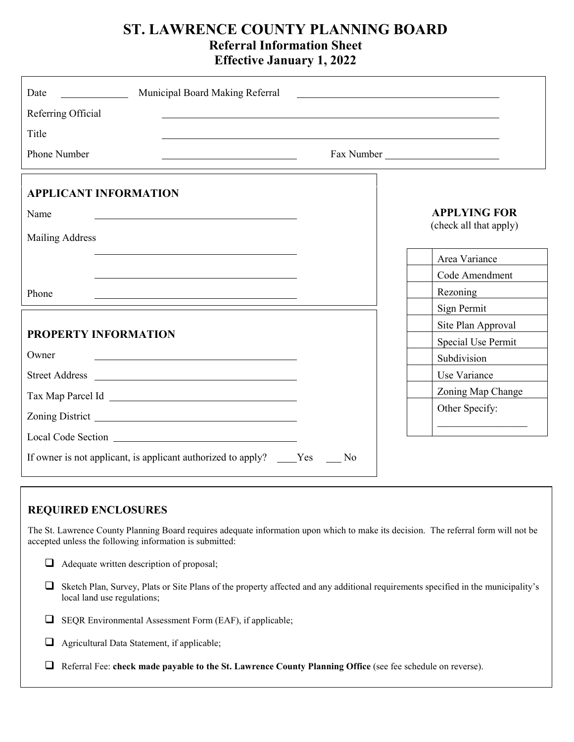# ST. LAWRENCE COUNTY PLANNING BOARD

## Referral Information Sheet

## Effective January 1, 2022

Date ____________ Municipal Board Making Referral ______________________________

Referring Official ______________________________

Title ______________________________

Phone Number ____________________ Fax Number ____________________

### APPLICANT INFORMATION

Name ______________________________

Mailing Address ______________________________

______________________________

Phone ______________________________

### PROPERTY INFORMATION

Owner ______________________________

Street Address ______________________________

Tax Map Parcel Id ______________________________

Zoning District ______________________________

Local Code Section ______________________________

If owner is not applicant, is applicant authorized to apply? ____Yes ___ No

### APPLYING FOR

(check all that apply)

| | |
|---|---|
| | Area Variance |
| | Code Amendment |
| | Rezoning |
| | Sign Permit |
| | Site Plan Approval |
| | Special Use Permit |
| | Subdivision |
| | Use Variance |
| | Zoning Map Change |
| | Other Specify: ________________ |

### REQUIRED ENCLOSURES

The St. Lawrence County Planning Board requires adequate information upon which to make its decision. The referral form will not be accepted unless the following information is submitted:

- ☐ Adequate written description of proposal;
- ☐ Sketch Plan, Survey, Plats or Site Plans of the property affected and any additional requirements specified in the municipality's local land use regulations;
- ☐ SEQR Environmental Assessment Form (EAF), if applicable;
- ☐ Agricultural Data Statement, if applicable;
- ☐ Referral Fee: **check made payable to the St. Lawrence County Planning Office** (see fee schedule on reverse).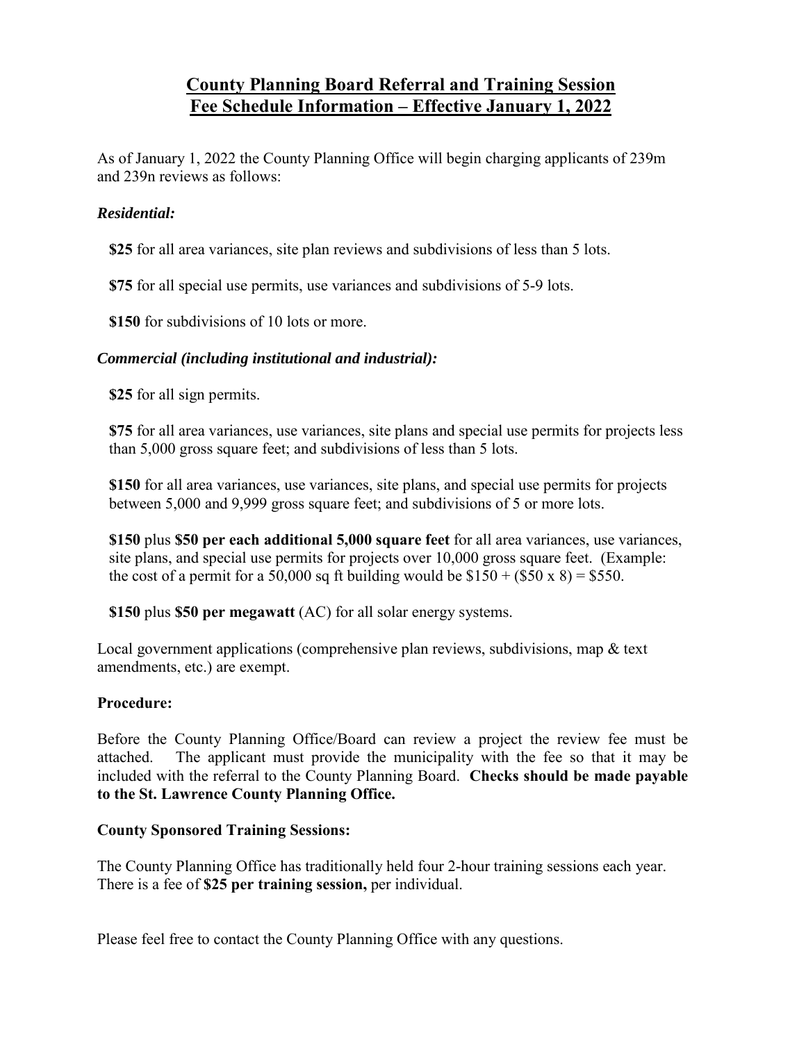# County Planning Board Referral and Training Session Fee Schedule Information – Effective January 1, 2022

As of January 1, 2022 the County Planning Office will begin charging applicants of 239m and 239n reviews as follows:

### *Residential:*

**$25** for all area variances, site plan reviews and subdivisions of less than 5 lots.

**$75** for all special use permits, use variances and subdivisions of 5-9 lots.

**$150** for subdivisions of 10 lots or more.

### *Commercial (including institutional and industrial):*

**$25** for all sign permits.

**$75** for all area variances, use variances, site plans and special use permits for projects less than 5,000 gross square feet; and subdivisions of less than 5 lots.

**$150** for all area variances, use variances, site plans, and special use permits for projects between 5,000 and 9,999 gross square feet; and subdivisions of 5 or more lots.

**$150** plus **$50 per each additional 5,000 square feet** for all area variances, use variances, site plans, and special use permits for projects over 10,000 gross square feet. (Example: the cost of a permit for a 50,000 sq ft building would be $150 + ($50 x 8) = $550.

**$150** plus **$50 per megawatt** (AC) for all solar energy systems.

Local government applications (comprehensive plan reviews, subdivisions, map & text amendments, etc.) are exempt.

### **Procedure:**

Before the County Planning Office/Board can review a project the review fee must be attached. The applicant must provide the municipality with the fee so that it may be included with the referral to the County Planning Board. **Checks should be made payable to the St. Lawrence County Planning Office.**

### **County Sponsored Training Sessions:**

The County Planning Office has traditionally held four 2-hour training sessions each year. There is a fee of **$25 per training session,** per individual.

Please feel free to contact the County Planning Office with any questions.